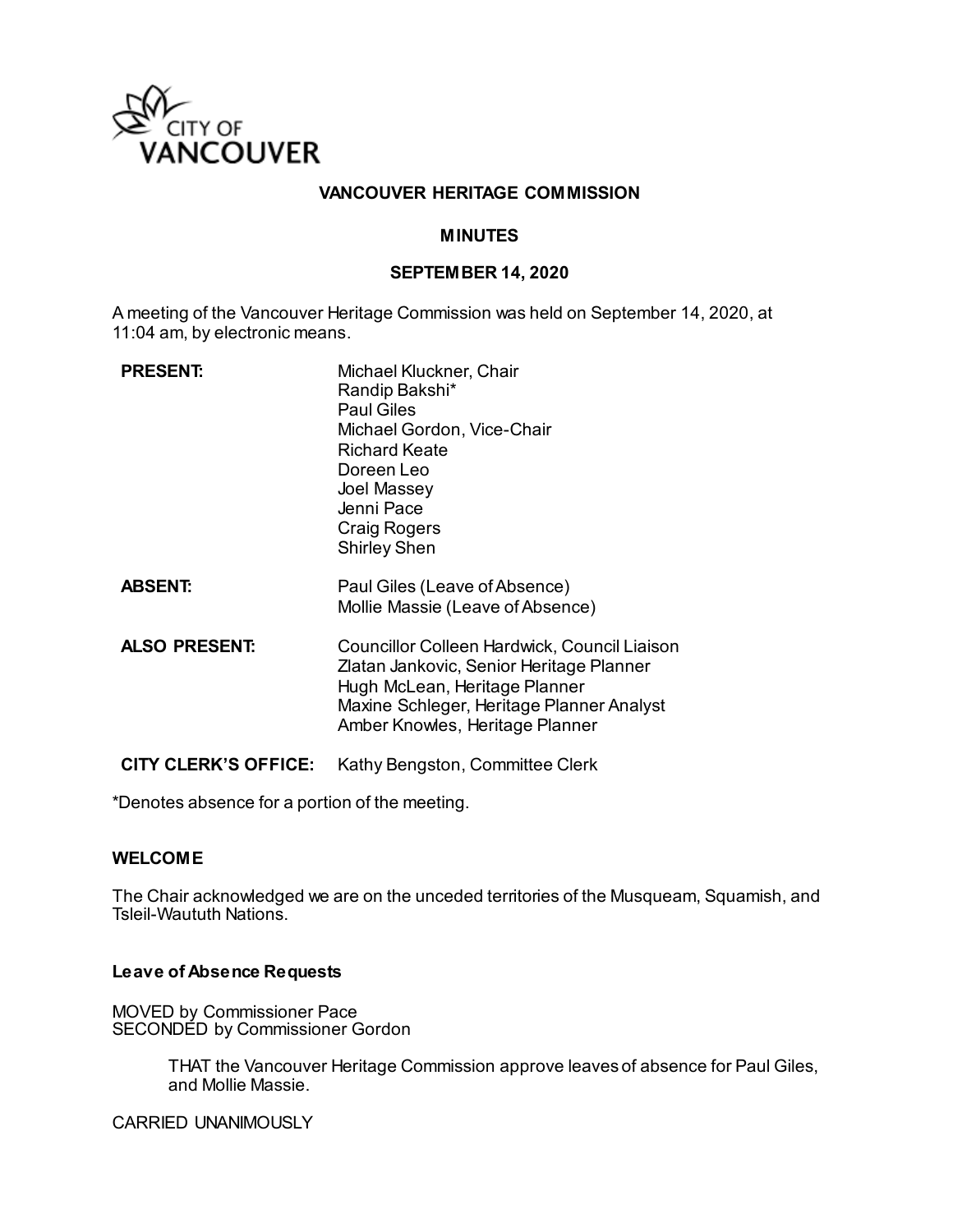CITY OF VANCOUVER

# VANCOUVER HERITAGE COMMISSION

## MINUTES

## SEPTEMBER 14, 2020

A meeting of the Vancouver Heritage Commission was held on September 14, 2020, at 11:04 am, by electronic means.

**PRESENT:**
Michael Kluckner, Chair
Randip Bakshi*
Paul Giles
Michael Gordon, Vice-Chair
Richard Keate
Doreen Leo
Joel Massey
Jenni Pace
Craig Rogers
Shirley Shen

**ABSENT:**
Paul Giles (Leave of Absence)
Mollie Massie (Leave of Absence)

**ALSO PRESENT:**
Councillor Colleen Hardwick, Council Liaison
Zlatan Jankovic, Senior Heritage Planner
Hugh McLean, Heritage Planner
Maxine Schleger, Heritage Planner Analyst
Amber Knowles, Heritage Planner

**CITY CLERK'S OFFICE:** Kathy Bengston, Committee Clerk

*Denotes absence for a portion of the meeting.

### WELCOME

The Chair acknowledged we are on the unceded territories of the Musqueam, Squamish, and Tsleil-Waututh Nations.

### Leave of Absence Requests

MOVED by Commissioner Pace
SECONDED by Commissioner Gordon

> THAT the Vancouver Heritage Commission approve leaves of absence for Paul Giles, and Mollie Massie.

CARRIED UNANIMOUSLY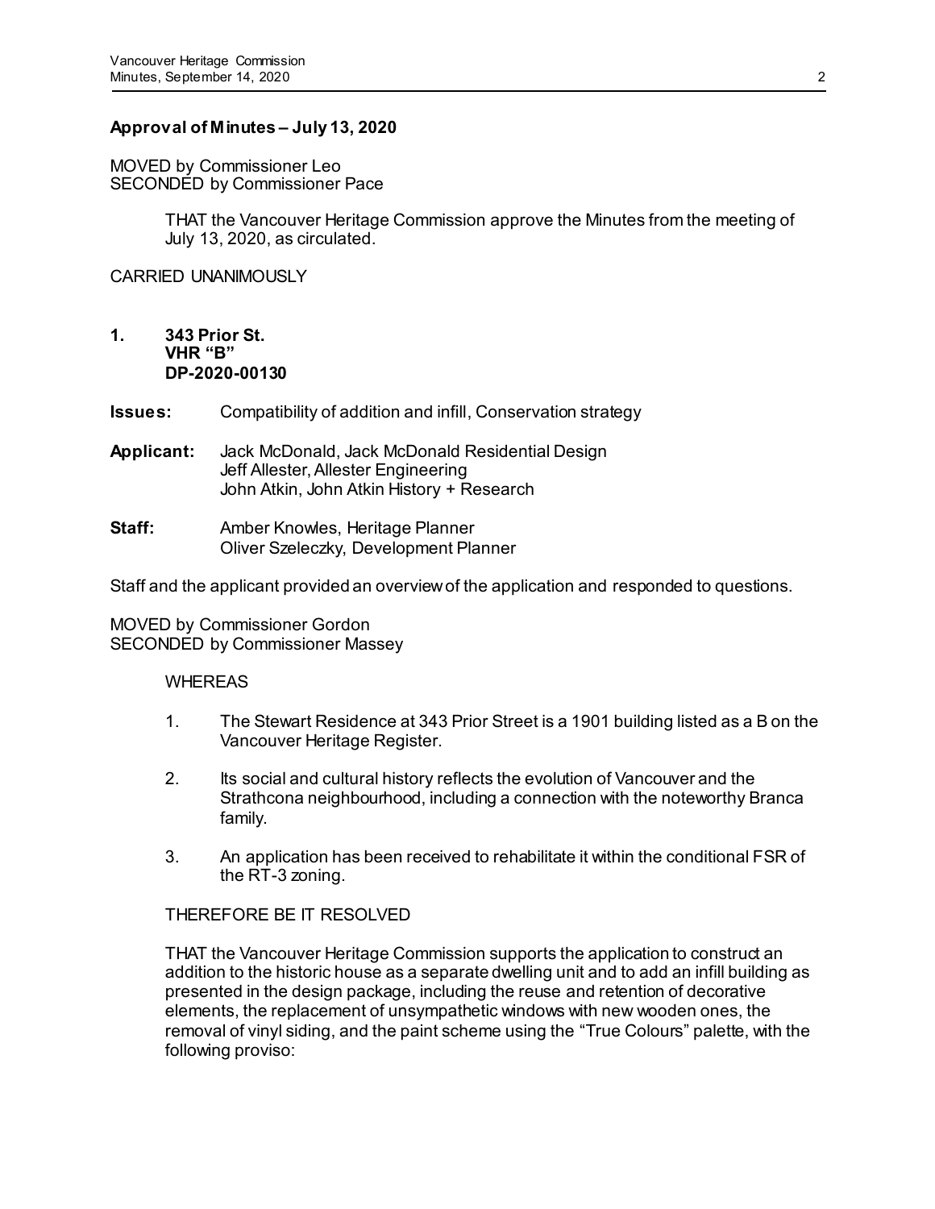**Approval of Minutes – July 13, 2020**

MOVED by Commissioner Leo
SECONDED by Commissioner Pace

> THAT the Vancouver Heritage Commission approve the Minutes from the meeting of July 13, 2020, as circulated.

CARRIED UNANIMOUSLY

**1. 343 Prior St.**
**VHR "B"**
**DP-2020-00130**

**Issues:** Compatibility of addition and infill, Conservation strategy

**Applicant:** Jack McDonald, Jack McDonald Residential Design
Jeff Allester, Allester Engineering
John Atkin, John Atkin History + Research

**Staff:** Amber Knowles, Heritage Planner
Oliver Szeleczky, Development Planner

Staff and the applicant provided an overview of the application and responded to questions.

MOVED by Commissioner Gordon
SECONDED by Commissioner Massey

WHEREAS

1. The Stewart Residence at 343 Prior Street is a 1901 building listed as a B on the Vancouver Heritage Register.
2. Its social and cultural history reflects the evolution of Vancouver and the Strathcona neighbourhood, including a connection with the noteworthy Branca family.
3. An application has been received to rehabilitate it within the conditional FSR of the RT-3 zoning.

THEREFORE BE IT RESOLVED

THAT the Vancouver Heritage Commission supports the application to construct an addition to the historic house as a separate dwelling unit and to add an infill building as presented in the design package, including the reuse and retention of decorative elements, the replacement of unsympathetic windows with new wooden ones, the removal of vinyl siding, and the paint scheme using the "True Colours" palette, with the following proviso: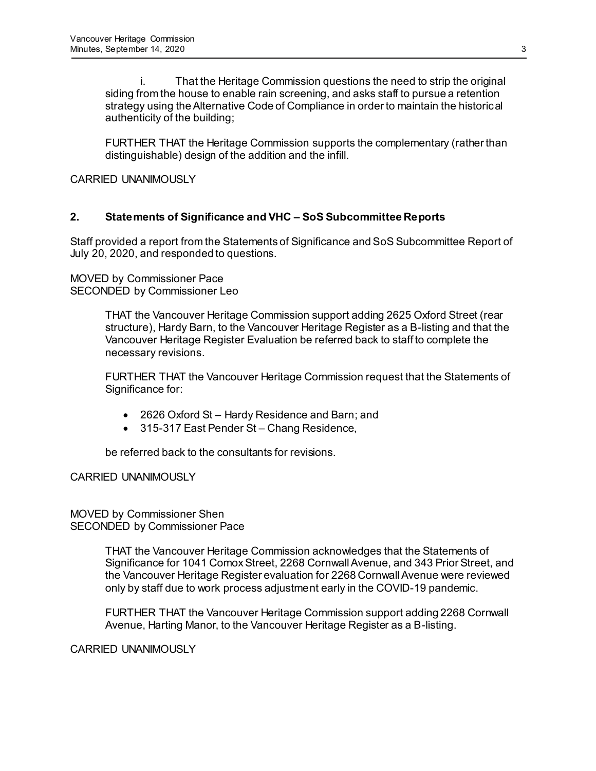i. That the Heritage Commission questions the need to strip the original siding from the house to enable rain screening, and asks staff to pursue a retention strategy using the Alternative Code of Compliance in order to maintain the historical authenticity of the building;

FURTHER THAT the Heritage Commission supports the complementary (rather than distinguishable) design of the addition and the infill.

CARRIED UNANIMOUSLY

## 2. Statements of Significance and VHC – SoS Subcommittee Reports

Staff provided a report from the Statements of Significance and SoS Subcommittee Report of July 20, 2020, and responded to questions.

MOVED by Commissioner Pace
SECONDED by Commissioner Leo

> THAT the Vancouver Heritage Commission support adding 2625 Oxford Street (rear structure), Hardy Barn, to the Vancouver Heritage Register as a B-listing and that the Vancouver Heritage Register Evaluation be referred back to staff to complete the necessary revisions.
>
> FURTHER THAT the Vancouver Heritage Commission request that the Statements of Significance for:
>
> - 2626 Oxford St – Hardy Residence and Barn; and
> - 315-317 East Pender St – Chang Residence,
>
> be referred back to the consultants for revisions.

CARRIED UNANIMOUSLY

MOVED by Commissioner Shen
SECONDED by Commissioner Pace

> THAT the Vancouver Heritage Commission acknowledges that the Statements of Significance for 1041 Comox Street, 2268 Cornwall Avenue, and 343 Prior Street, and the Vancouver Heritage Register evaluation for 2268 Cornwall Avenue were reviewed only by staff due to work process adjustment early in the COVID-19 pandemic.
>
> FURTHER THAT the Vancouver Heritage Commission support adding 2268 Cornwall Avenue, Harting Manor, to the Vancouver Heritage Register as a B-listing.

CARRIED UNANIMOUSLY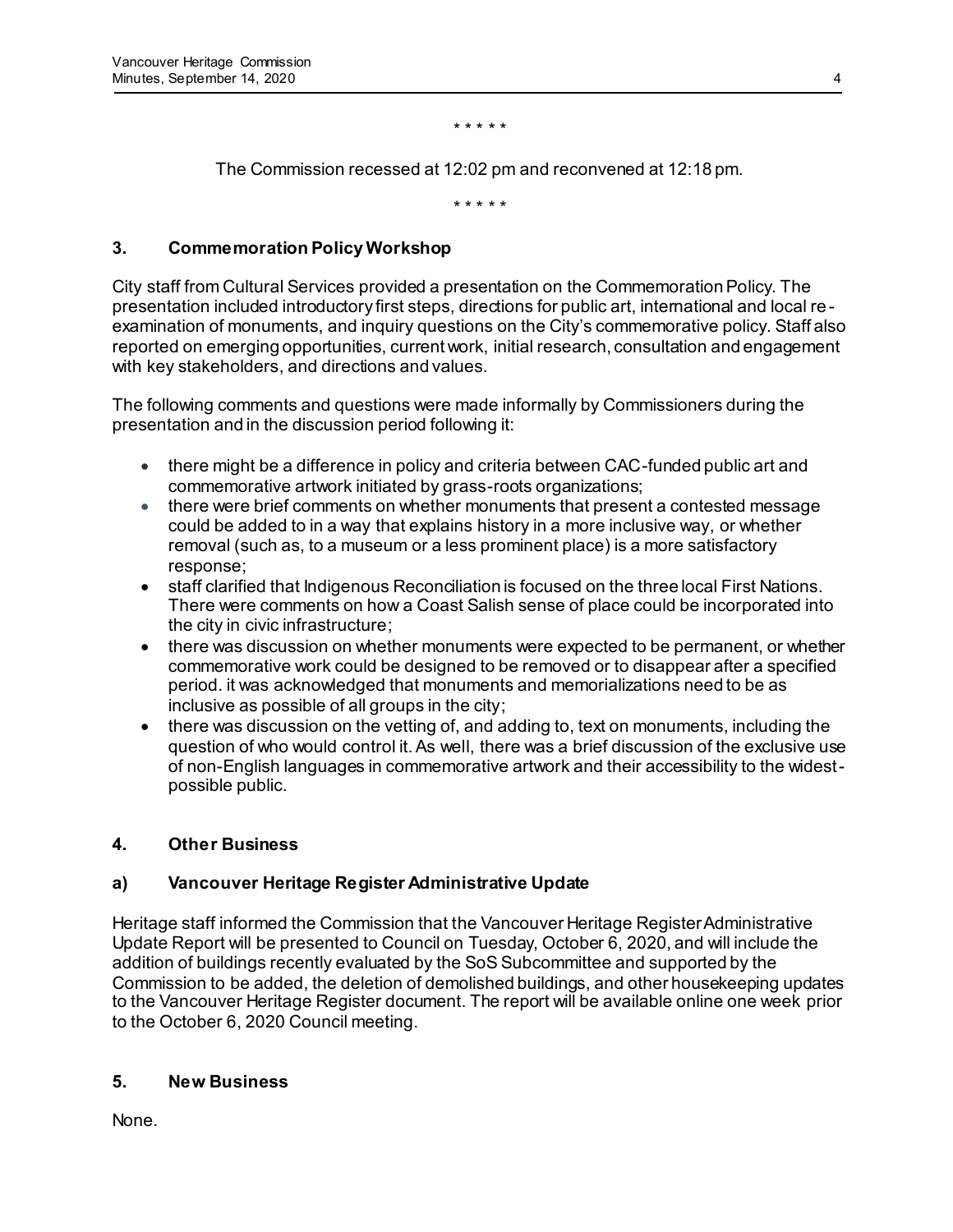\* \* \* \* \*

The Commission recessed at 12:02 pm and reconvened at 12:18 pm.

\* \* \* \* \*

## 3. Commemoration Policy Workshop

City staff from Cultural Services provided a presentation on the Commemoration Policy. The presentation included introductory first steps, directions for public art, international and local re-examination of monuments, and inquiry questions on the City's commemorative policy. Staff also reported on emerging opportunities, current work, initial research, consultation and engagement with key stakeholders, and directions and values.

The following comments and questions were made informally by Commissioners during the presentation and in the discussion period following it:

- there might be a difference in policy and criteria between CAC-funded public art and commemorative artwork initiated by grass-roots organizations;
- there were brief comments on whether monuments that present a contested message could be added to in a way that explains history in a more inclusive way, or whether removal (such as, to a museum or a less prominent place) is a more satisfactory response;
- staff clarified that Indigenous Reconciliation is focused on the three local First Nations. There were comments on how a Coast Salish sense of place could be incorporated into the city in civic infrastructure;
- there was discussion on whether monuments were expected to be permanent, or whether commemorative work could be designed to be removed or to disappear after a specified period. it was acknowledged that monuments and memorializations need to be as inclusive as possible of all groups in the city;
- there was discussion on the vetting of, and adding to, text on monuments, including the question of who would control it. As well, there was a brief discussion of the exclusive use of non-English languages in commemorative artwork and their accessibility to the widest-possible public.

## 4. Other Business

### a) Vancouver Heritage Register Administrative Update

Heritage staff informed the Commission that the Vancouver Heritage Register Administrative Update Report will be presented to Council on Tuesday, October 6, 2020, and will include the addition of buildings recently evaluated by the SoS Subcommittee and supported by the Commission to be added, the deletion of demolished buildings, and other housekeeping updates to the Vancouver Heritage Register document. The report will be available online one week prior to the October 6, 2020 Council meeting.

## 5. New Business

None.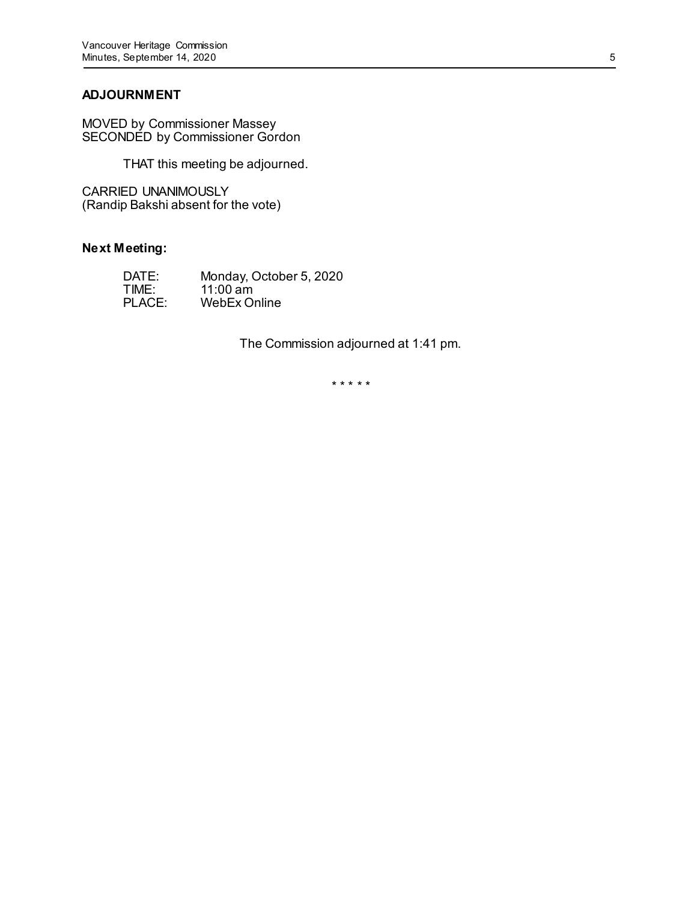## ADJOURNMENT

MOVED by Commissioner Massey
SECONDED by Commissioner Gordon

THAT this meeting be adjourned.

CARRIED UNANIMOUSLY
(Randip Bakshi absent for the vote)

**Next Meeting:**

DATE: Monday, October 5, 2020
TIME: 11:00 am
PLACE: WebEx Online

The Commission adjourned at 1:41 pm.

* * * * *